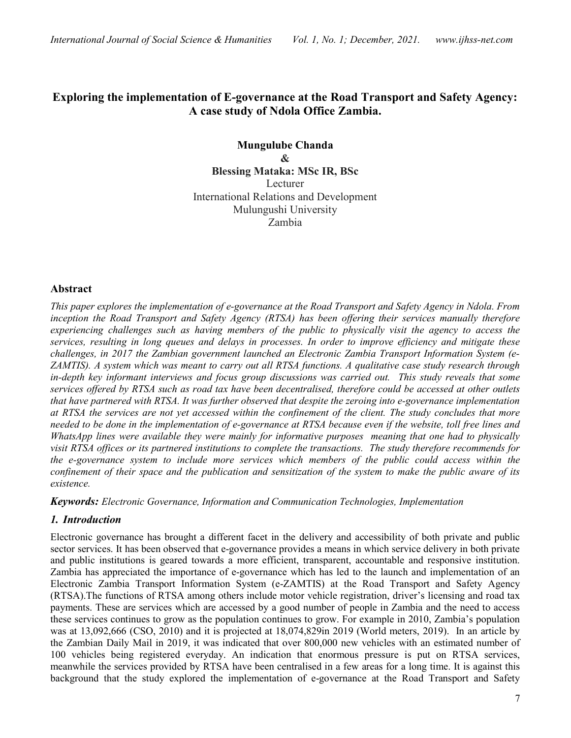# Exploring the implementation of E-governance at the Road Transport and Safety Agency: A case study of Ndola Office Zambia.

**Mungulube Chanda**

**&**

**Blessing Mataka: MSc IR, BSc**
Lecturer
International Relations and Development
Mulungushi University
Zambia

## Abstract

*This paper explores the implementation of e-governance at the Road Transport and Safety Agency in Ndola. From inception the Road Transport and Safety Agency (RTSA) has been offering their services manually therefore experiencing challenges such as having members of the public to physically visit the agency to access the services, resulting in long queues and delays in processes. In order to improve efficiency and mitigate these challenges, in 2017 the Zambian government launched an Electronic Zambia Transport Information System (e-ZAMTIS). A system which was meant to carry out all RTSA functions. A qualitative case study research through in-depth key informant interviews and focus group discussions was carried out. This study reveals that some services offered by RTSA such as road tax have been decentralised, therefore could be accessed at other outlets that have partnered with RTSA. It was further observed that despite the zeroing into e-governance implementation at RTSA the services are not yet accessed within the confinement of the client. The study concludes that more needed to be done in the implementation of e-governance at RTSA because even if the website, toll free lines and WhatsApp lines were available they were mainly for informative purposes meaning that one had to physically visit RTSA offices or its partnered institutions to complete the transactions. The study therefore recommends for the e-governance system to include more services which members of the public could access within the confinement of their space and the publication and sensitization of the system to make the public aware of its existence.*

***Keywords:*** *Electronic Governance, Information and Communication Technologies, Implementation*

## *1. Introduction*

Electronic governance has brought a different facet in the delivery and accessibility of both private and public sector services. It has been observed that e-governance provides a means in which service delivery in both private and public institutions is geared towards a more efficient, transparent, accountable and responsive institution. Zambia has appreciated the importance of e-governance which has led to the launch and implementation of an Electronic Zambia Transport Information System (e-ZAMTIS) at the Road Transport and Safety Agency (RTSA).The functions of RTSA among others include motor vehicle registration, driver's licensing and road tax payments. These are services which are accessed by a good number of people in Zambia and the need to access these services continues to grow as the population continues to grow. For example in 2010, Zambia's population was at 13,092,666 (CSO, 2010) and it is projected at 18,074,829in 2019 (World meters, 2019). In an article by the Zambian Daily Mail in 2019, it was indicated that over 800,000 new vehicles with an estimated number of 100 vehicles being registered everyday. An indication that enormous pressure is put on RTSA services, meanwhile the services provided by RTSA have been centralised in a few areas for a long time. It is against this background that the study explored the implementation of e-governance at the Road Transport and Safety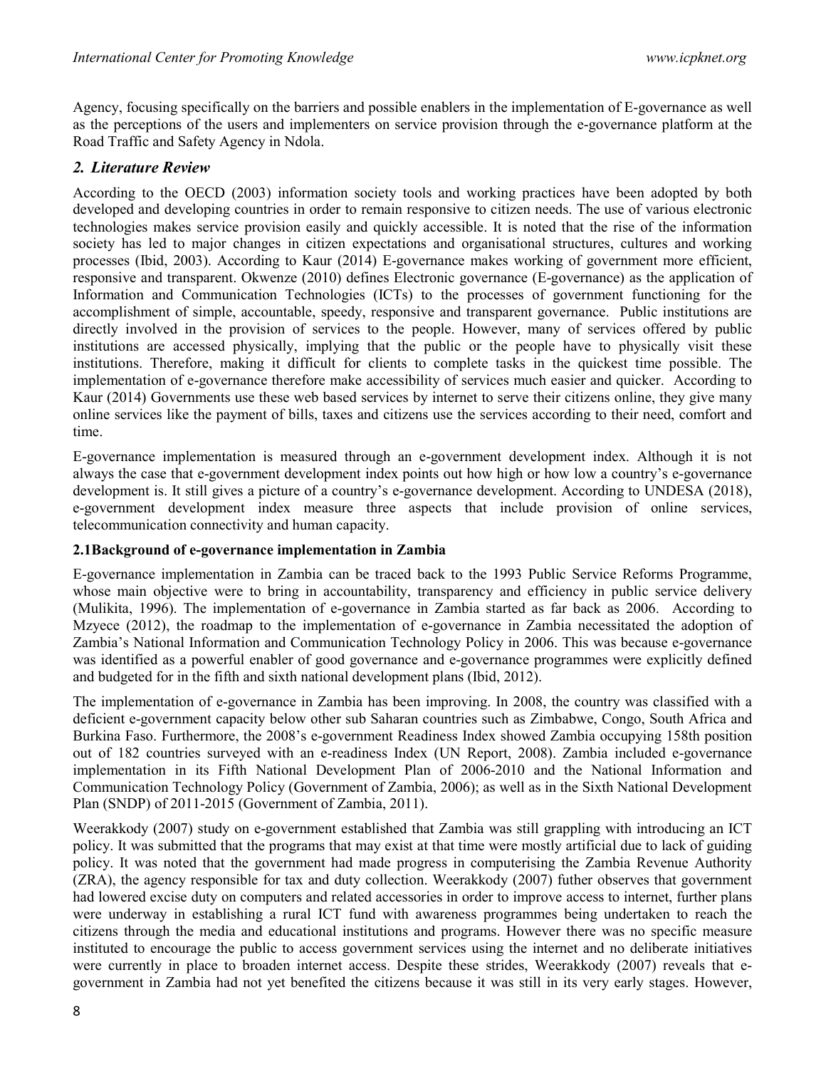Agency, focusing specifically on the barriers and possible enablers in the implementation of E-governance as well as the perceptions of the users and implementers on service provision through the e-governance platform at the Road Traffic and Safety Agency in Ndola.

## *2. Literature Review*

According to the OECD (2003) information society tools and working practices have been adopted by both developed and developing countries in order to remain responsive to citizen needs. The use of various electronic technologies makes service provision easily and quickly accessible. It is noted that the rise of the information society has led to major changes in citizen expectations and organisational structures, cultures and working processes (Ibid, 2003). According to Kaur (2014) E-governance makes working of government more efficient, responsive and transparent. Okwenze (2010) defines Electronic governance (E-governance) as the application of Information and Communication Technologies (ICTs) to the processes of government functioning for the accomplishment of simple, accountable, speedy, responsive and transparent governance. Public institutions are directly involved in the provision of services to the people. However, many of services offered by public institutions are accessed physically, implying that the public or the people have to physically visit these institutions. Therefore, making it difficult for clients to complete tasks in the quickest time possible. The implementation of e-governance therefore make accessibility of services much easier and quicker. According to Kaur (2014) Governments use these web based services by internet to serve their citizens online, they give many online services like the payment of bills, taxes and citizens use the services according to their need, comfort and time.

E-governance implementation is measured through an e-government development index. Although it is not always the case that e-government development index points out how high or how low a country's e-governance development is. It still gives a picture of a country's e-governance development. According to UNDESA (2018), e-government development index measure three aspects that include provision of online services, telecommunication connectivity and human capacity.

### 2.1Background of e-governance implementation in Zambia

E-governance implementation in Zambia can be traced back to the 1993 Public Service Reforms Programme, whose main objective were to bring in accountability, transparency and efficiency in public service delivery (Mulikita, 1996). The implementation of e-governance in Zambia started as far back as 2006. According to Mzyece (2012), the roadmap to the implementation of e-governance in Zambia necessitated the adoption of Zambia's National Information and Communication Technology Policy in 2006. This was because e-governance was identified as a powerful enabler of good governance and e-governance programmes were explicitly defined and budgeted for in the fifth and sixth national development plans (Ibid, 2012).

The implementation of e-governance in Zambia has been improving. In 2008, the country was classified with a deficient e-government capacity below other sub Saharan countries such as Zimbabwe, Congo, South Africa and Burkina Faso. Furthermore, the 2008's e-government Readiness Index showed Zambia occupying 158th position out of 182 countries surveyed with an e-readiness Index (UN Report, 2008). Zambia included e-governance implementation in its Fifth National Development Plan of 2006-2010 and the National Information and Communication Technology Policy (Government of Zambia, 2006); as well as in the Sixth National Development Plan (SNDP) of 2011-2015 (Government of Zambia, 2011).

Weerakkody (2007) study on e-government established that Zambia was still grappling with introducing an ICT policy. It was submitted that the programs that may exist at that time were mostly artificial due to lack of guiding policy. It was noted that the government had made progress in computerising the Zambia Revenue Authority (ZRA), the agency responsible for tax and duty collection. Weerakkody (2007) futher observes that government had lowered excise duty on computers and related accessories in order to improve access to internet, further plans were underway in establishing a rural ICT fund with awareness programmes being undertaken to reach the citizens through the media and educational institutions and programs. However there was no specific measure instituted to encourage the public to access government services using the internet and no deliberate initiatives were currently in place to broaden internet access. Despite these strides, Weerakkody (2007) reveals that e-government in Zambia had not yet benefited the citizens because it was still in its very early stages. However,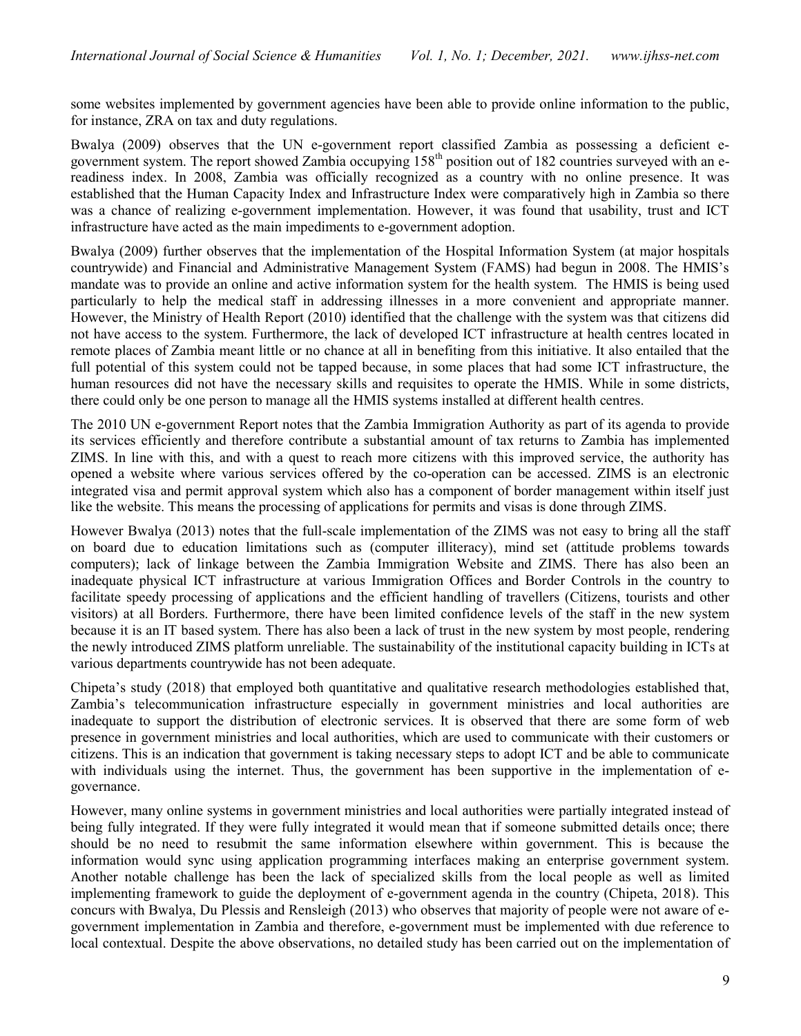some websites implemented by government agencies have been able to provide online information to the public, for instance, ZRA on tax and duty regulations.

Bwalya (2009) observes that the UN e-government report classified Zambia as possessing a deficient e-government system. The report showed Zambia occupying 158th position out of 182 countries surveyed with an e-readiness index. In 2008, Zambia was officially recognized as a country with no online presence. It was established that the Human Capacity Index and Infrastructure Index were comparatively high in Zambia so there was a chance of realizing e-government implementation. However, it was found that usability, trust and ICT infrastructure have acted as the main impediments to e-government adoption.

Bwalya (2009) further observes that the implementation of the Hospital Information System (at major hospitals countrywide) and Financial and Administrative Management System (FAMS) had begun in 2008. The HMIS's mandate was to provide an online and active information system for the health system. The HMIS is being used particularly to help the medical staff in addressing illnesses in a more convenient and appropriate manner. However, the Ministry of Health Report (2010) identified that the challenge with the system was that citizens did not have access to the system. Furthermore, the lack of developed ICT infrastructure at health centres located in remote places of Zambia meant little or no chance at all in benefiting from this initiative. It also entailed that the full potential of this system could not be tapped because, in some places that had some ICT infrastructure, the human resources did not have the necessary skills and requisites to operate the HMIS. While in some districts, there could only be one person to manage all the HMIS systems installed at different health centres.

The 2010 UN e-government Report notes that the Zambia Immigration Authority as part of its agenda to provide its services efficiently and therefore contribute a substantial amount of tax returns to Zambia has implemented ZIMS. In line with this, and with a quest to reach more citizens with this improved service, the authority has opened a website where various services offered by the co-operation can be accessed. ZIMS is an electronic integrated visa and permit approval system which also has a component of border management within itself just like the website. This means the processing of applications for permits and visas is done through ZIMS.

However Bwalya (2013) notes that the full-scale implementation of the ZIMS was not easy to bring all the staff on board due to education limitations such as (computer illiteracy), mind set (attitude problems towards computers); lack of linkage between the Zambia Immigration Website and ZIMS. There has also been an inadequate physical ICT infrastructure at various Immigration Offices and Border Controls in the country to facilitate speedy processing of applications and the efficient handling of travellers (Citizens, tourists and other visitors) at all Borders. Furthermore, there have been limited confidence levels of the staff in the new system because it is an IT based system. There has also been a lack of trust in the new system by most people, rendering the newly introduced ZIMS platform unreliable. The sustainability of the institutional capacity building in ICTs at various departments countrywide has not been adequate.

Chipeta's study (2018) that employed both quantitative and qualitative research methodologies established that, Zambia's telecommunication infrastructure especially in government ministries and local authorities are inadequate to support the distribution of electronic services. It is observed that there are some form of web presence in government ministries and local authorities, which are used to communicate with their customers or citizens. This is an indication that government is taking necessary steps to adopt ICT and be able to communicate with individuals using the internet. Thus, the government has been supportive in the implementation of e-governance.

However, many online systems in government ministries and local authorities were partially integrated instead of being fully integrated. If they were fully integrated it would mean that if someone submitted details once; there should be no need to resubmit the same information elsewhere within government. This is because the information would sync using application programming interfaces making an enterprise government system. Another notable challenge has been the lack of specialized skills from the local people as well as limited implementing framework to guide the deployment of e-government agenda in the country (Chipeta, 2018). This concurs with Bwalya, Du Plessis and Rensleigh (2013) who observes that majority of people were not aware of e-government implementation in Zambia and therefore, e-government must be implemented with due reference to local contextual. Despite the above observations, no detailed study has been carried out on the implementation of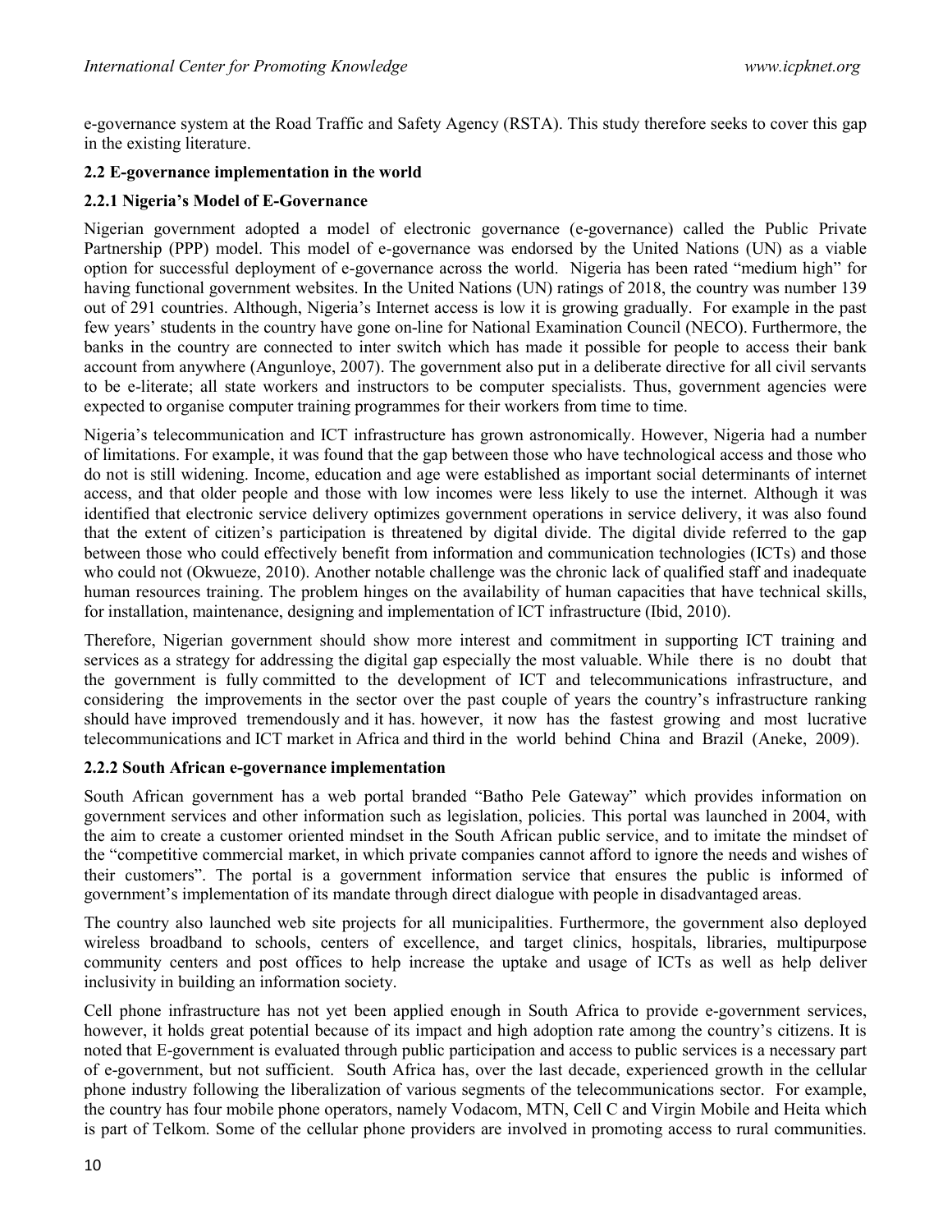e-governance system at the Road Traffic and Safety Agency (RSTA). This study therefore seeks to cover this gap in the existing literature.

### 2.2 E-governance implementation in the world

#### 2.2.1 Nigeria's Model of E-Governance

Nigerian government adopted a model of electronic governance (e-governance) called the Public Private Partnership (PPP) model. This model of e-governance was endorsed by the United Nations (UN) as a viable option for successful deployment of e-governance across the world. Nigeria has been rated "medium high" for having functional government websites. In the United Nations (UN) ratings of 2018, the country was number 139 out of 291 countries. Although, Nigeria's Internet access is low it is growing gradually. For example in the past few years' students in the country have gone on-line for National Examination Council (NECO). Furthermore, the banks in the country are connected to inter switch which has made it possible for people to access their bank account from anywhere (Angunloye, 2007). The government also put in a deliberate directive for all civil servants to be e-literate; all state workers and instructors to be computer specialists. Thus, government agencies were expected to organise computer training programmes for their workers from time to time.

Nigeria's telecommunication and ICT infrastructure has grown astronomically. However, Nigeria had a number of limitations. For example, it was found that the gap between those who have technological access and those who do not is still widening. Income, education and age were established as important social determinants of internet access, and that older people and those with low incomes were less likely to use the internet. Although it was identified that electronic service delivery optimizes government operations in service delivery, it was also found that the extent of citizen's participation is threatened by digital divide. The digital divide referred to the gap between those who could effectively benefit from information and communication technologies (ICTs) and those who could not (Okwueze, 2010). Another notable challenge was the chronic lack of qualified staff and inadequate human resources training. The problem hinges on the availability of human capacities that have technical skills, for installation, maintenance, designing and implementation of ICT infrastructure (Ibid, 2010).

Therefore, Nigerian government should show more interest and commitment in supporting ICT training and services as a strategy for addressing the digital gap especially the most valuable. While there is no doubt that the government is fully committed to the development of ICT and telecommunications infrastructure, and considering the improvements in the sector over the past couple of years the country's infrastructure ranking should have improved tremendously and it has. however, it now has the fastest growing and most lucrative telecommunications and ICT market in Africa and third in the world behind China and Brazil (Aneke, 2009).

#### 2.2.2 South African e-governance implementation

South African government has a web portal branded "Batho Pele Gateway" which provides information on government services and other information such as legislation, policies. This portal was launched in 2004, with the aim to create a customer oriented mindset in the South African public service, and to imitate the mindset of the "competitive commercial market, in which private companies cannot afford to ignore the needs and wishes of their customers". The portal is a government information service that ensures the public is informed of government's implementation of its mandate through direct dialogue with people in disadvantaged areas.

The country also launched web site projects for all municipalities. Furthermore, the government also deployed wireless broadband to schools, centers of excellence, and target clinics, hospitals, libraries, multipurpose community centers and post offices to help increase the uptake and usage of ICTs as well as help deliver inclusivity in building an information society.

Cell phone infrastructure has not yet been applied enough in South Africa to provide e-government services, however, it holds great potential because of its impact and high adoption rate among the country's citizens. It is noted that E-government is evaluated through public participation and access to public services is a necessary part of e-government, but not sufficient. South Africa has, over the last decade, experienced growth in the cellular phone industry following the liberalization of various segments of the telecommunications sector. For example, the country has four mobile phone operators, namely Vodacom, MTN, Cell C and Virgin Mobile and Heita which is part of Telkom. Some of the cellular phone providers are involved in promoting access to rural communities.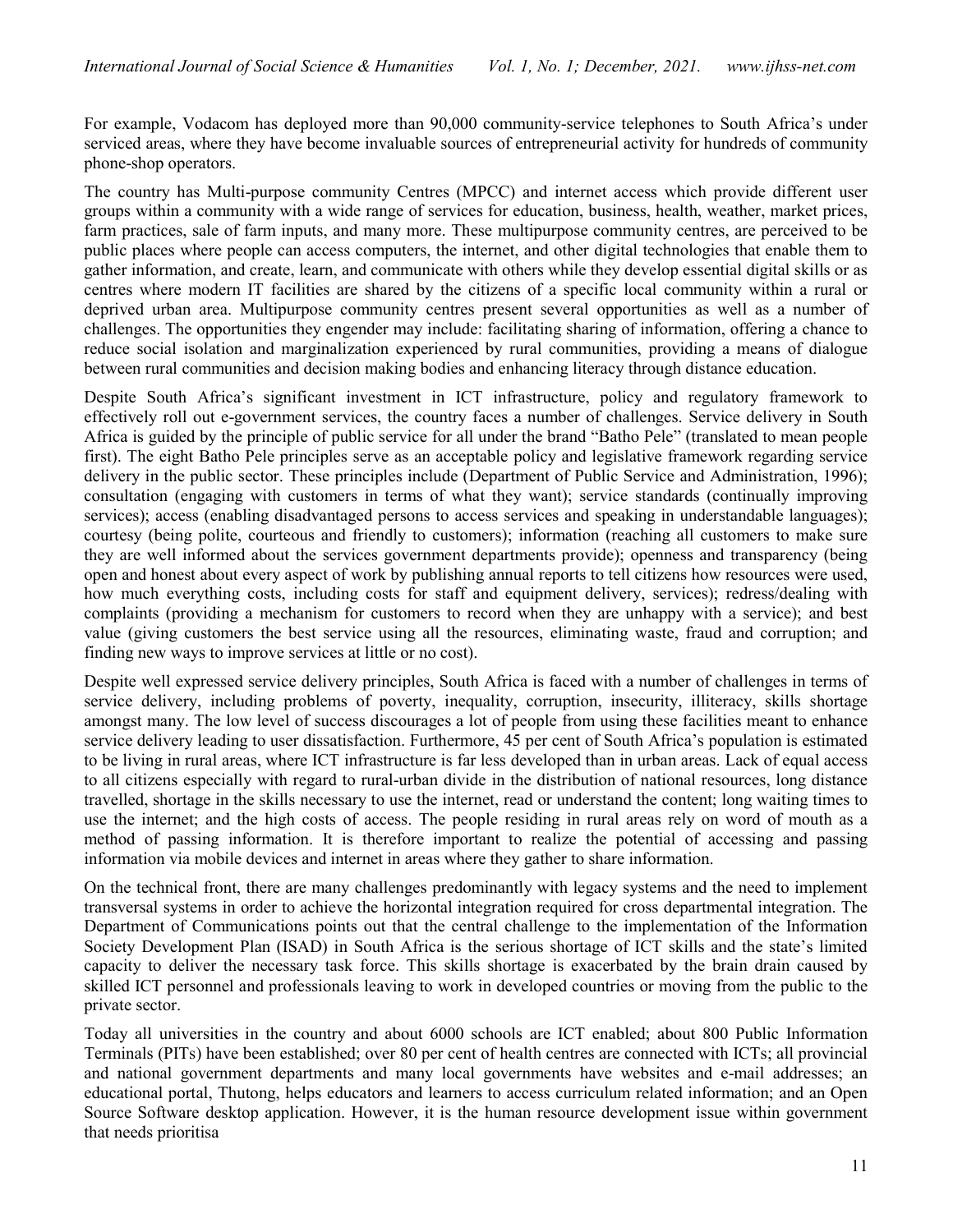For example, Vodacom has deployed more than 90,000 community-service telephones to South Africa's under serviced areas, where they have become invaluable sources of entrepreneurial activity for hundreds of community phone-shop operators.

The country has Multi-purpose community Centres (MPCC) and internet access which provide different user groups within a community with a wide range of services for education, business, health, weather, market prices, farm practices, sale of farm inputs, and many more. These multipurpose community centres, are perceived to be public places where people can access computers, the internet, and other digital technologies that enable them to gather information, and create, learn, and communicate with others while they develop essential digital skills or as centres where modern IT facilities are shared by the citizens of a specific local community within a rural or deprived urban area. Multipurpose community centres present several opportunities as well as a number of challenges. The opportunities they engender may include: facilitating sharing of information, offering a chance to reduce social isolation and marginalization experienced by rural communities, providing a means of dialogue between rural communities and decision making bodies and enhancing literacy through distance education.

Despite South Africa's significant investment in ICT infrastructure, policy and regulatory framework to effectively roll out e-government services, the country faces a number of challenges. Service delivery in South Africa is guided by the principle of public service for all under the brand "Batho Pele" (translated to mean people first). The eight Batho Pele principles serve as an acceptable policy and legislative framework regarding service delivery in the public sector. These principles include (Department of Public Service and Administration, 1996); consultation (engaging with customers in terms of what they want); service standards (continually improving services); access (enabling disadvantaged persons to access services and speaking in understandable languages); courtesy (being polite, courteous and friendly to customers); information (reaching all customers to make sure they are well informed about the services government departments provide); openness and transparency (being open and honest about every aspect of work by publishing annual reports to tell citizens how resources were used, how much everything costs, including costs for staff and equipment delivery, services); redress/dealing with complaints (providing a mechanism for customers to record when they are unhappy with a service); and best value (giving customers the best service using all the resources, eliminating waste, fraud and corruption; and finding new ways to improve services at little or no cost).

Despite well expressed service delivery principles, South Africa is faced with a number of challenges in terms of service delivery, including problems of poverty, inequality, corruption, insecurity, illiteracy, skills shortage amongst many. The low level of success discourages a lot of people from using these facilities meant to enhance service delivery leading to user dissatisfaction. Furthermore, 45 per cent of South Africa's population is estimated to be living in rural areas, where ICT infrastructure is far less developed than in urban areas. Lack of equal access to all citizens especially with regard to rural-urban divide in the distribution of national resources, long distance travelled, shortage in the skills necessary to use the internet, read or understand the content; long waiting times to use the internet; and the high costs of access. The people residing in rural areas rely on word of mouth as a method of passing information. It is therefore important to realize the potential of accessing and passing information via mobile devices and internet in areas where they gather to share information.

On the technical front, there are many challenges predominantly with legacy systems and the need to implement transversal systems in order to achieve the horizontal integration required for cross departmental integration. The Department of Communications points out that the central challenge to the implementation of the Information Society Development Plan (ISAD) in South Africa is the serious shortage of ICT skills and the state's limited capacity to deliver the necessary task force. This skills shortage is exacerbated by the brain drain caused by skilled ICT personnel and professionals leaving to work in developed countries or moving from the public to the private sector.

Today all universities in the country and about 6000 schools are ICT enabled; about 800 Public Information Terminals (PITs) have been established; over 80 per cent of health centres are connected with ICTs; all provincial and national government departments and many local governments have websites and e-mail addresses; an educational portal, Thutong, helps educators and learners to access curriculum related information; and an Open Source Software desktop application. However, it is the human resource development issue within government that needs prioritisa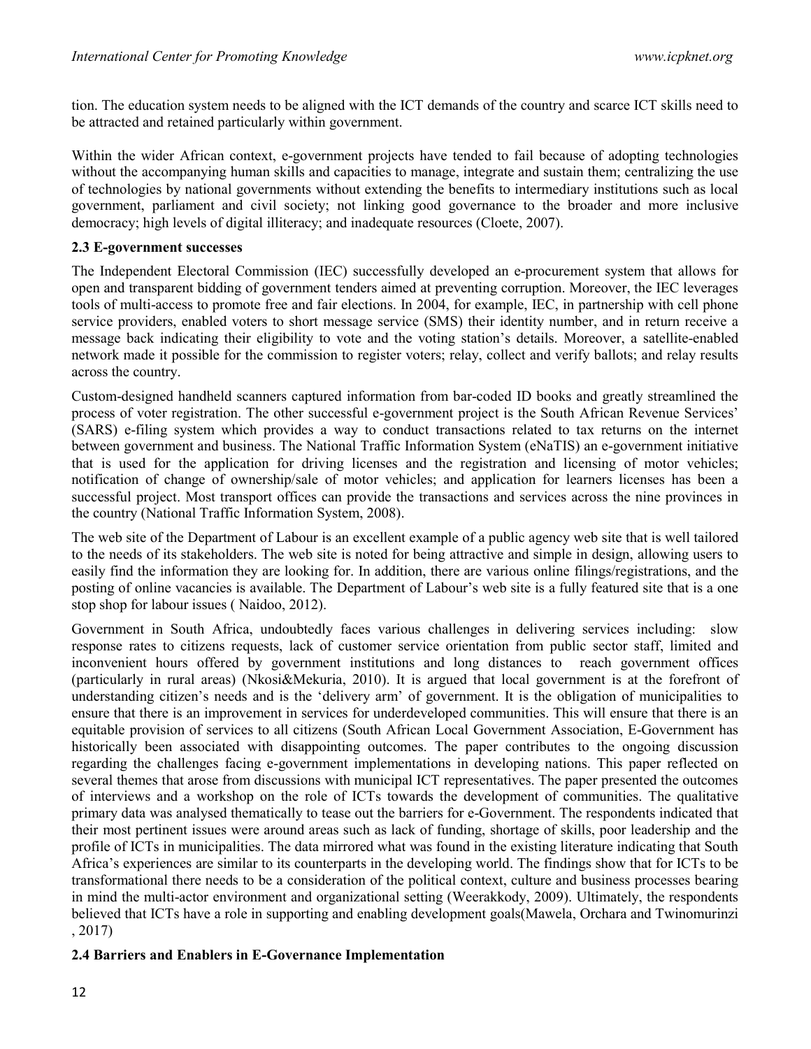tion. The education system needs to be aligned with the ICT demands of the country and scarce ICT skills need to be attracted and retained particularly within government.

Within the wider African context, e-government projects have tended to fail because of adopting technologies without the accompanying human skills and capacities to manage, integrate and sustain them; centralizing the use of technologies by national governments without extending the benefits to intermediary institutions such as local government, parliament and civil society; not linking good governance to the broader and more inclusive democracy; high levels of digital illiteracy; and inadequate resources (Cloete, 2007).

### 2.3 E-government successes

The Independent Electoral Commission (IEC) successfully developed an e-procurement system that allows for open and transparent bidding of government tenders aimed at preventing corruption. Moreover, the IEC leverages tools of multi-access to promote free and fair elections. In 2004, for example, IEC, in partnership with cell phone service providers, enabled voters to short message service (SMS) their identity number, and in return receive a message back indicating their eligibility to vote and the voting station's details. Moreover, a satellite-enabled network made it possible for the commission to register voters; relay, collect and verify ballots; and relay results across the country.

Custom-designed handheld scanners captured information from bar-coded ID books and greatly streamlined the process of voter registration. The other successful e-government project is the South African Revenue Services' (SARS) e-filing system which provides a way to conduct transactions related to tax returns on the internet between government and business. The National Traffic Information System (eNaTIS) an e-government initiative that is used for the application for driving licenses and the registration and licensing of motor vehicles; notification of change of ownership/sale of motor vehicles; and application for learners licenses has been a successful project. Most transport offices can provide the transactions and services across the nine provinces in the country (National Traffic Information System, 2008).

The web site of the Department of Labour is an excellent example of a public agency web site that is well tailored to the needs of its stakeholders. The web site is noted for being attractive and simple in design, allowing users to easily find the information they are looking for. In addition, there are various online filings/registrations, and the posting of online vacancies is available. The Department of Labour's web site is a fully featured site that is a one stop shop for labour issues ( Naidoo, 2012).

Government in South Africa, undoubtedly faces various challenges in delivering services including: slow response rates to citizens requests, lack of customer service orientation from public sector staff, limited and inconvenient hours offered by government institutions and long distances to reach government offices (particularly in rural areas) (Nkosi&Mekuria, 2010). It is argued that local government is at the forefront of understanding citizen's needs and is the 'delivery arm' of government. It is the obligation of municipalities to ensure that there is an improvement in services for underdeveloped communities. This will ensure that there is an equitable provision of services to all citizens (South African Local Government Association, E-Government has historically been associated with disappointing outcomes. The paper contributes to the ongoing discussion regarding the challenges facing e-government implementations in developing nations. This paper reflected on several themes that arose from discussions with municipal ICT representatives. The paper presented the outcomes of interviews and a workshop on the role of ICTs towards the development of communities. The qualitative primary data was analysed thematically to tease out the barriers for e-Government. The respondents indicated that their most pertinent issues were around areas such as lack of funding, shortage of skills, poor leadership and the profile of ICTs in municipalities. The data mirrored what was found in the existing literature indicating that South Africa's experiences are similar to its counterparts in the developing world. The findings show that for ICTs to be transformational there needs to be a consideration of the political context, culture and business processes bearing in mind the multi-actor environment and organizational setting (Weerakkody, 2009). Ultimately, the respondents believed that ICTs have a role in supporting and enabling development goals(Mawela, Orchara and Twinomurinzi , 2017)

### 2.4 Barriers and Enablers in E-Governance Implementation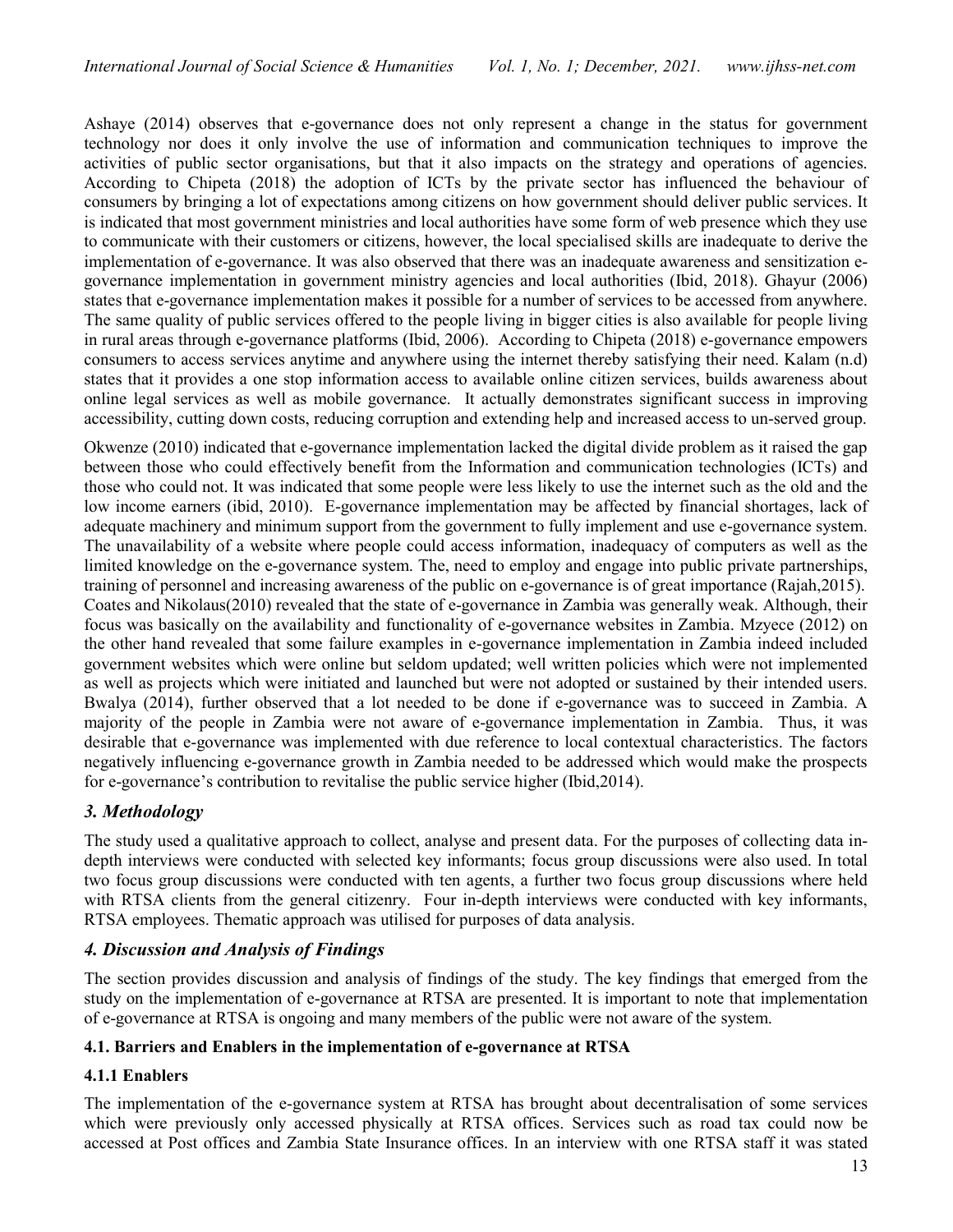Ashaye (2014) observes that e-governance does not only represent a change in the status for government technology nor does it only involve the use of information and communication techniques to improve the activities of public sector organisations, but that it also impacts on the strategy and operations of agencies. According to Chipeta (2018) the adoption of ICTs by the private sector has influenced the behaviour of consumers by bringing a lot of expectations among citizens on how government should deliver public services. It is indicated that most government ministries and local authorities have some form of web presence which they use to communicate with their customers or citizens, however, the local specialised skills are inadequate to derive the implementation of e-governance. It was also observed that there was an inadequate awareness and sensitization e-governance implementation in government ministry agencies and local authorities (Ibid, 2018). Ghayur (2006) states that e-governance implementation makes it possible for a number of services to be accessed from anywhere. The same quality of public services offered to the people living in bigger cities is also available for people living in rural areas through e-governance platforms (Ibid, 2006). According to Chipeta (2018) e-governance empowers consumers to access services anytime and anywhere using the internet thereby satisfying their need. Kalam (n.d) states that it provides a one stop information access to available online citizen services, builds awareness about online legal services as well as mobile governance. It actually demonstrates significant success in improving accessibility, cutting down costs, reducing corruption and extending help and increased access to un-served group.

Okwenze (2010) indicated that e-governance implementation lacked the digital divide problem as it raised the gap between those who could effectively benefit from the Information and communication technologies (ICTs) and those who could not. It was indicated that some people were less likely to use the internet such as the old and the low income earners (ibid, 2010). E-governance implementation may be affected by financial shortages, lack of adequate machinery and minimum support from the government to fully implement and use e-governance system. The unavailability of a website where people could access information, inadequacy of computers as well as the limited knowledge on the e-governance system. The, need to employ and engage into public private partnerships, training of personnel and increasing awareness of the public on e-governance is of great importance (Rajah,2015). Coates and Nikolaus(2010) revealed that the state of e-governance in Zambia was generally weak. Although, their focus was basically on the availability and functionality of e-governance websites in Zambia. Mzyece (2012) on the other hand revealed that some failure examples in e-governance implementation in Zambia indeed included government websites which were online but seldom updated; well written policies which were not implemented as well as projects which were initiated and launched but were not adopted or sustained by their intended users. Bwalya (2014), further observed that a lot needed to be done if e-governance was to succeed in Zambia. A majority of the people in Zambia were not aware of e-governance implementation in Zambia. Thus, it was desirable that e-governance was implemented with due reference to local contextual characteristics. The factors negatively influencing e-governance growth in Zambia needed to be addressed which would make the prospects for e-governance's contribution to revitalise the public service higher (Ibid,2014).

## *3. Methodology*

The study used a qualitative approach to collect, analyse and present data. For the purposes of collecting data in-depth interviews were conducted with selected key informants; focus group discussions were also used. In total two focus group discussions were conducted with ten agents, a further two focus group discussions where held with RTSA clients from the general citizenry. Four in-depth interviews were conducted with key informants, RTSA employees. Thematic approach was utilised for purposes of data analysis.

## *4. Discussion and Analysis of Findings*

The section provides discussion and analysis of findings of the study. The key findings that emerged from the study on the implementation of e-governance at RTSA are presented. It is important to note that implementation of e-governance at RTSA is ongoing and many members of the public were not aware of the system.

### 4.1. Barriers and Enablers in the implementation of e-governance at RTSA

#### 4.1.1 Enablers

The implementation of the e-governance system at RTSA has brought about decentralisation of some services which were previously only accessed physically at RTSA offices. Services such as road tax could now be accessed at Post offices and Zambia State Insurance offices. In an interview with one RTSA staff it was stated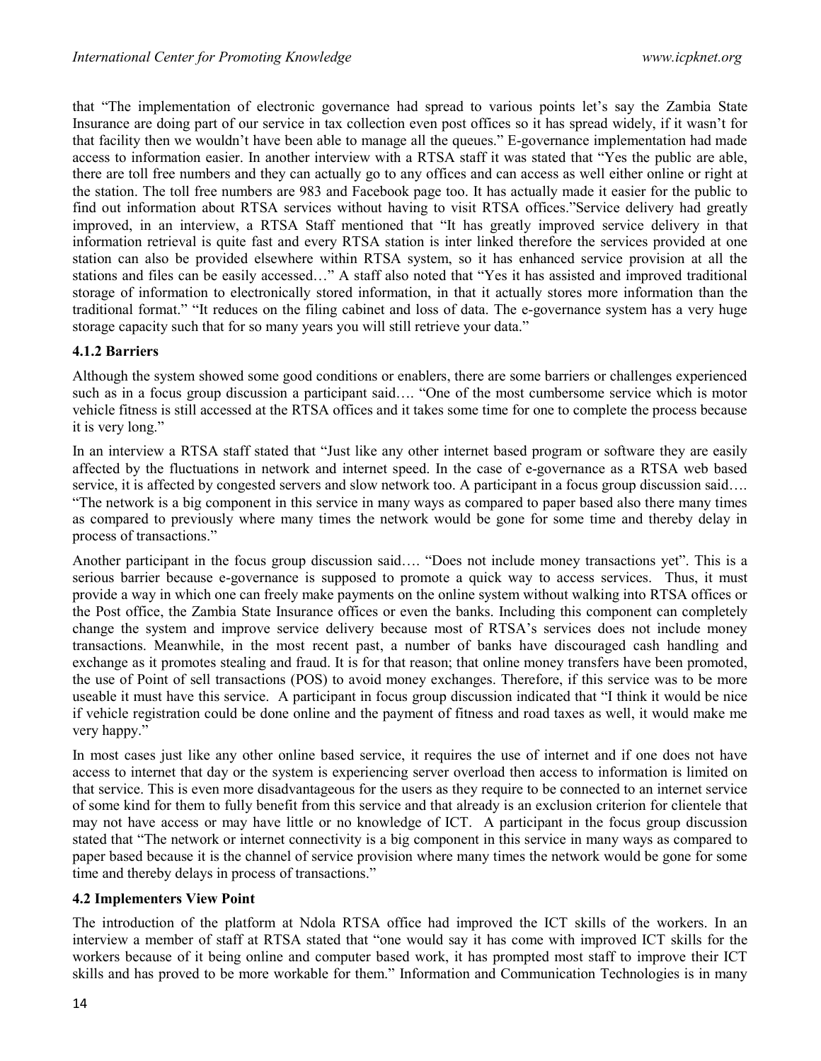that "The implementation of electronic governance had spread to various points let's say the Zambia State Insurance are doing part of our service in tax collection even post offices so it has spread widely, if it wasn't for that facility then we wouldn't have been able to manage all the queues." E-governance implementation had made access to information easier. In another interview with a RTSA staff it was stated that "Yes the public are able, there are toll free numbers and they can actually go to any offices and can access as well either online or right at the station. The toll free numbers are 983 and Facebook page too. It has actually made it easier for the public to find out information about RTSA services without having to visit RTSA offices."Service delivery had greatly improved, in an interview, a RTSA Staff mentioned that "It has greatly improved service delivery in that information retrieval is quite fast and every RTSA station is inter linked therefore the services provided at one station can also be provided elsewhere within RTSA system, so it has enhanced service provision at all the stations and files can be easily accessed…" A staff also noted that "Yes it has assisted and improved traditional storage of information to electronically stored information, in that it actually stores more information than the traditional format." "It reduces on the filing cabinet and loss of data. The e-governance system has a very huge storage capacity such that for so many years you will still retrieve your data."

### 4.1.2 Barriers

Although the system showed some good conditions or enablers, there are some barriers or challenges experienced such as in a focus group discussion a participant said…. "One of the most cumbersome service which is motor vehicle fitness is still accessed at the RTSA offices and it takes some time for one to complete the process because it is very long."

In an interview a RTSA staff stated that "Just like any other internet based program or software they are easily affected by the fluctuations in network and internet speed. In the case of e-governance as a RTSA web based service, it is affected by congested servers and slow network too. A participant in a focus group discussion said…. "The network is a big component in this service in many ways as compared to paper based also there many times as compared to previously where many times the network would be gone for some time and thereby delay in process of transactions."

Another participant in the focus group discussion said…. "Does not include money transactions yet". This is a serious barrier because e-governance is supposed to promote a quick way to access services. Thus, it must provide a way in which one can freely make payments on the online system without walking into RTSA offices or the Post office, the Zambia State Insurance offices or even the banks. Including this component can completely change the system and improve service delivery because most of RTSA's services does not include money transactions. Meanwhile, in the most recent past, a number of banks have discouraged cash handling and exchange as it promotes stealing and fraud. It is for that reason; that online money transfers have been promoted, the use of Point of sell transactions (POS) to avoid money exchanges. Therefore, if this service was to be more useable it must have this service. A participant in focus group discussion indicated that "I think it would be nice if vehicle registration could be done online and the payment of fitness and road taxes as well, it would make me very happy."

In most cases just like any other online based service, it requires the use of internet and if one does not have access to internet that day or the system is experiencing server overload then access to information is limited on that service. This is even more disadvantageous for the users as they require to be connected to an internet service of some kind for them to fully benefit from this service and that already is an exclusion criterion for clientele that may not have access or may have little or no knowledge of ICT. A participant in the focus group discussion stated that "The network or internet connectivity is a big component in this service in many ways as compared to paper based because it is the channel of service provision where many times the network would be gone for some time and thereby delays in process of transactions."

## 4.2 Implementers View Point

The introduction of the platform at Ndola RTSA office had improved the ICT skills of the workers. In an interview a member of staff at RTSA stated that "one would say it has come with improved ICT skills for the workers because of it being online and computer based work, it has prompted most staff to improve their ICT skills and has proved to be more workable for them." Information and Communication Technologies is in many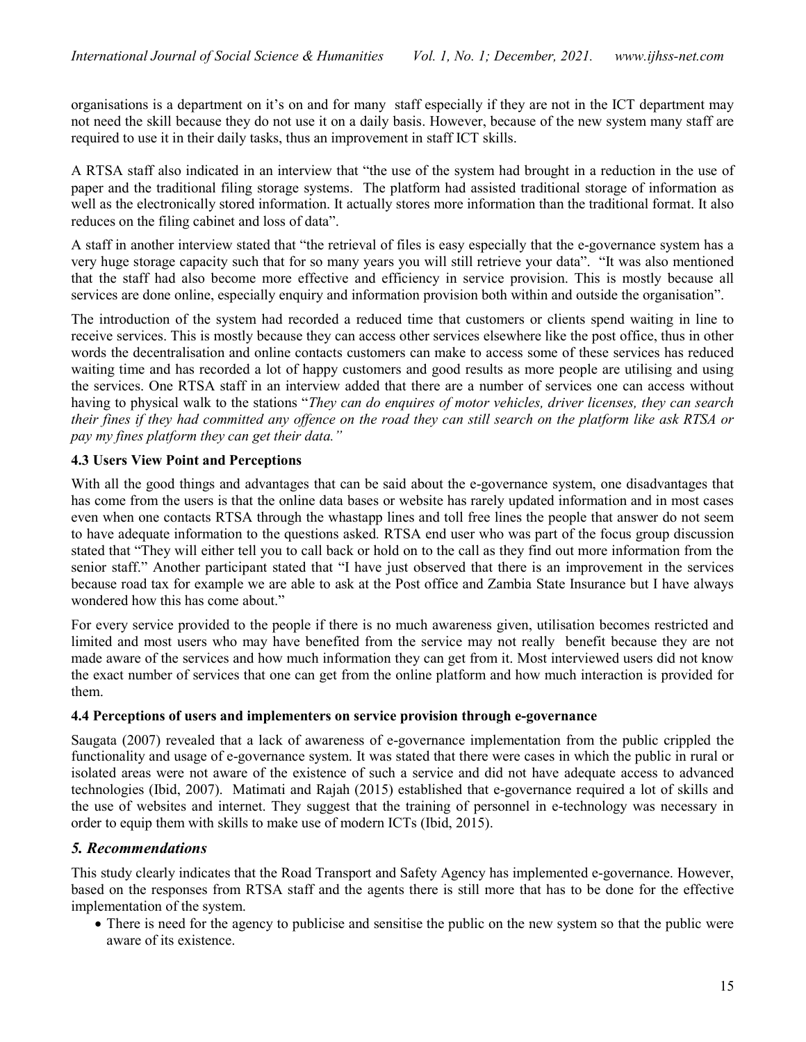organisations is a department on it's on and for many staff especially if they are not in the ICT department may not need the skill because they do not use it on a daily basis. However, because of the new system many staff are required to use it in their daily tasks, thus an improvement in staff ICT skills.

A RTSA staff also indicated in an interview that "the use of the system had brought in a reduction in the use of paper and the traditional filing storage systems. The platform had assisted traditional storage of information as well as the electronically stored information. It actually stores more information than the traditional format. It also reduces on the filing cabinet and loss of data".

A staff in another interview stated that "the retrieval of files is easy especially that the e-governance system has a very huge storage capacity such that for so many years you will still retrieve your data". "It was also mentioned that the staff had also become more effective and efficiency in service provision. This is mostly because all services are done online, especially enquiry and information provision both within and outside the organisation".

The introduction of the system had recorded a reduced time that customers or clients spend waiting in line to receive services. This is mostly because they can access other services elsewhere like the post office, thus in other words the decentralisation and online contacts customers can make to access some of these services has reduced waiting time and has recorded a lot of happy customers and good results as more people are utilising and using the services. One RTSA staff in an interview added that there are a number of services one can access without having to physical walk to the stations "*They can do enquires of motor vehicles, driver licenses, they can search their fines if they had committed any offence on the road they can still search on the platform like ask RTSA or pay my fines platform they can get their data."*

### 4.3 Users View Point and Perceptions

With all the good things and advantages that can be said about the e-governance system, one disadvantages that has come from the users is that the online data bases or website has rarely updated information and in most cases even when one contacts RTSA through the whastapp lines and toll free lines the people that answer do not seem to have adequate information to the questions asked. RTSA end user who was part of the focus group discussion stated that "They will either tell you to call back or hold on to the call as they find out more information from the senior staff." Another participant stated that "I have just observed that there is an improvement in the services because road tax for example we are able to ask at the Post office and Zambia State Insurance but I have always wondered how this has come about."

For every service provided to the people if there is no much awareness given, utilisation becomes restricted and limited and most users who may have benefited from the service may not really benefit because they are not made aware of the services and how much information they can get from it. Most interviewed users did not know the exact number of services that one can get from the online platform and how much interaction is provided for them.

### 4.4 Perceptions of users and implementers on service provision through e-governance

Saugata (2007) revealed that a lack of awareness of e-governance implementation from the public crippled the functionality and usage of e-governance system. It was stated that there were cases in which the public in rural or isolated areas were not aware of the existence of such a service and did not have adequate access to advanced technologies (Ibid, 2007). Matimati and Rajah (2015) established that e-governance required a lot of skills and the use of websites and internet. They suggest that the training of personnel in e-technology was necessary in order to equip them with skills to make use of modern ICTs (Ibid, 2015).

## *5. Recommendations*

This study clearly indicates that the Road Transport and Safety Agency has implemented e-governance. However, based on the responses from RTSA staff and the agents there is still more that has to be done for the effective implementation of the system.

- There is need for the agency to publicise and sensitise the public on the new system so that the public were aware of its existence.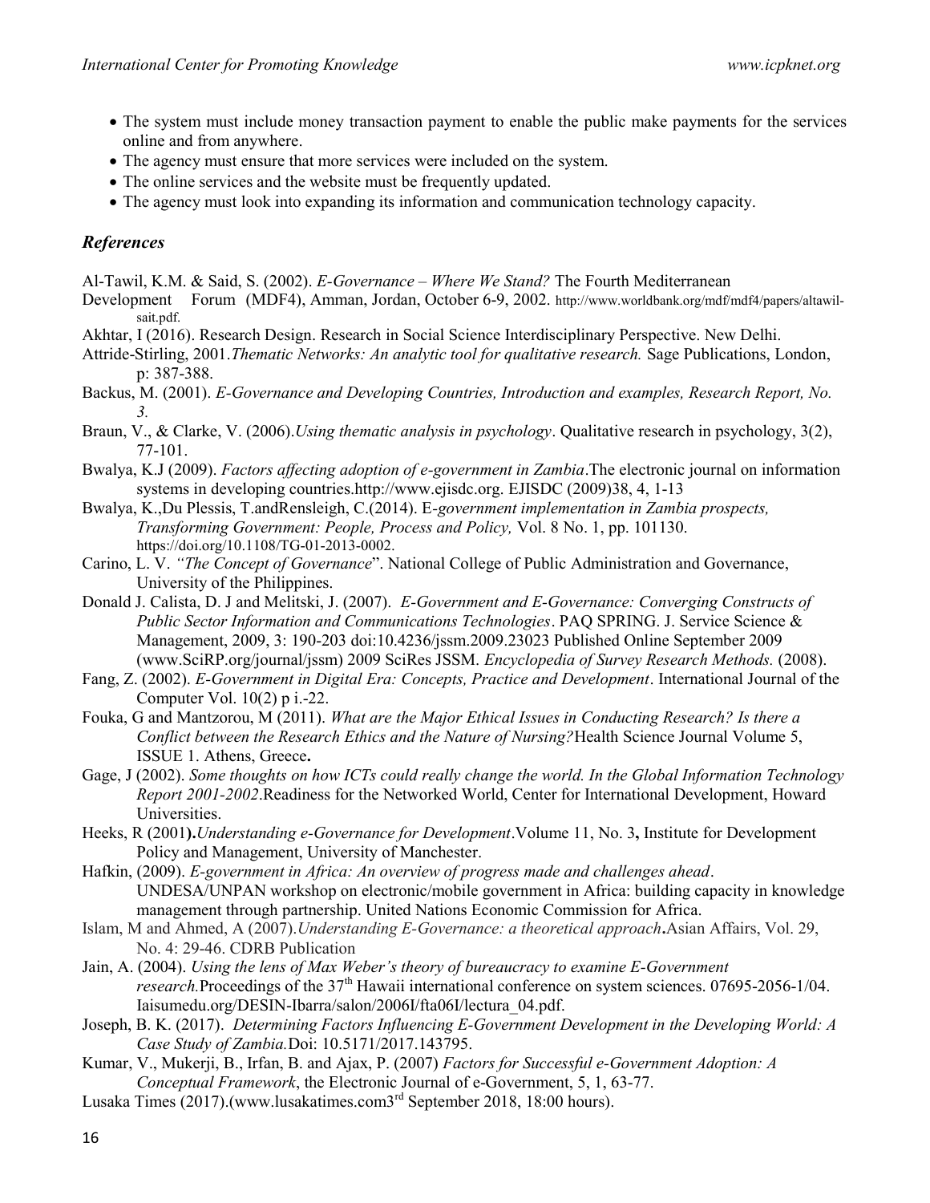- The system must include money transaction payment to enable the public make payments for the services online and from anywhere.
- The agency must ensure that more services were included on the system.
- The online services and the website must be frequently updated.
- The agency must look into expanding its information and communication technology capacity.

## *References*

Al-Tawil, K.M. & Said, S. (2002). *E-Governance – Where We Stand?* The Fourth Mediterranean Development Forum (MDF4), Amman, Jordan, October 6-9, 2002. http://www.worldbank.org/mdf/mdf4/papers/altawil-sait.pdf.

Akhtar, I (2016). Research Design. Research in Social Science Interdisciplinary Perspective. New Delhi.

Attride-Stirling, 2001.*Thematic Networks: An analytic tool for qualitative research.* Sage Publications, London, p: 387-388.

Backus, M. (2001). *E-Governance and Developing Countries, Introduction and examples, Research Report, No. 3.*

Braun, V., & Clarke, V. (2006).*Using thematic analysis in psychology*. Qualitative research in psychology, 3(2), 77-101.

Bwalya, K.J (2009). *Factors affecting adoption of e-government in Zambia*.The electronic journal on information systems in developing countries.http://www.ejisdc.org. EJISDC (2009)38, 4, 1-13

Bwalya, K.,Du Plessis, T.andRensleigh, C.(2014). E-*government implementation in Zambia prospects, Transforming Government: People, Process and Policy,* Vol. 8 No. 1, pp. 101130. https://doi.org/10.1108/TG-01-2013-0002.

Carino, L. V. *"The Concept of Governance*". National College of Public Administration and Governance, University of the Philippines.

Donald J. Calista, D. J and Melitski, J. (2007). *E-Government and E-Governance: Converging Constructs of Public Sector Information and Communications Technologies*. PAQ SPRING. J. Service Science & Management, 2009, 3: 190-203 doi:10.4236/jssm.2009.23023 Published Online September 2009 (www.SciRP.org/journal/jssm) 2009 SciRes JSSM. *Encyclopedia of Survey Research Methods.* (2008).

Fang, Z. (2002). *E-Government in Digital Era: Concepts, Practice and Development*. International Journal of the Computer Vol. 10(2) p i.-22.

Fouka, G and Mantzorou, M (2011). *What are the Major Ethical Issues in Conducting Research? Is there a Conflict between the Research Ethics and the Nature of Nursing?*Health Science Journal Volume 5, ISSUE 1. Athens, Greece**.**

Gage, J (2002). *Some thoughts on how ICTs could really change the world. In the Global Information Technology Report 2001-2002*.Readiness for the Networked World, Center for International Development, Howard Universities.

Heeks, R (2001**).***Understanding e-Governance for Development*.Volume 11, No. 3**,** Institute for Development Policy and Management, University of Manchester.

Hafkin, (2009). *E-government in Africa: An overview of progress made and challenges ahead*. UNDESA/UNPAN workshop on electronic/mobile government in Africa: building capacity in knowledge management through partnership. United Nations Economic Commission for Africa.

Islam, M and Ahmed, A (2007).*Understanding E-Governance: a theoretical approach***.**Asian Affairs, Vol. 29, No. 4: 29-46. CDRB Publication

Jain, A. (2004). *Using the lens of Max Weber's theory of bureaucracy to examine E-Government research.*Proceedings of the 37th Hawaii international conference on system sciences. 07695-2056-1/04. Iaisumedu.org/DESIN-Ibarra/salon/2006I/fta06I/lectura_04.pdf.

Joseph, B. K. (2017). *Determining Factors Influencing E-Government Development in the Developing World: A Case Study of Zambia.*Doi: 10.5171/2017.143795.

Kumar, V., Mukerji, B., Irfan, B. and Ajax, P. (2007) *Factors for Successful e-Government Adoption: A Conceptual Framework*, the Electronic Journal of e-Government, 5, 1, 63-77.

Lusaka Times (2017).(www.lusakatimes.com3rd September 2018, 18:00 hours).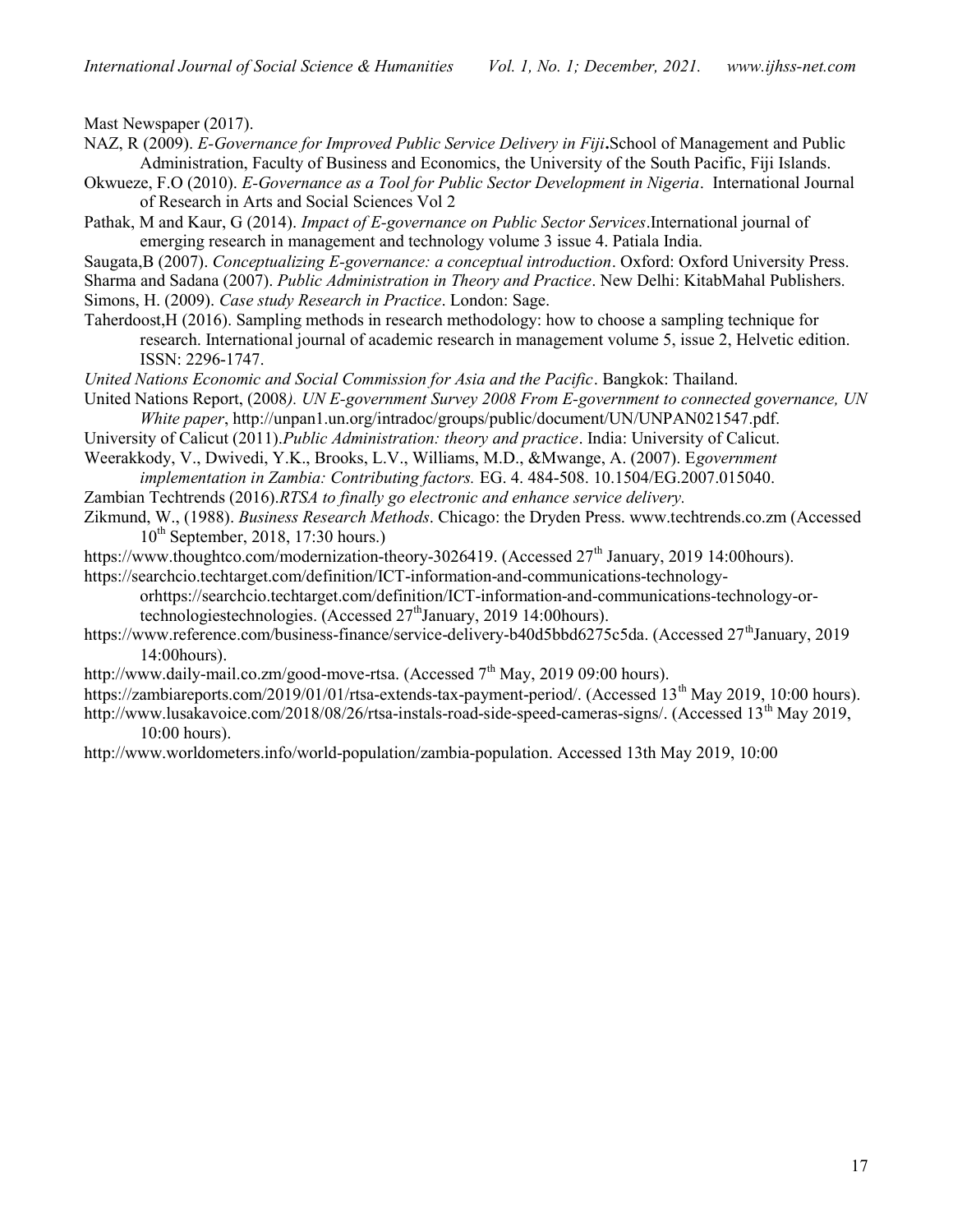Mast Newspaper (2017).

NAZ, R (2009). *E-Governance for Improved Public Service Delivery in Fiji***.**School of Management and Public Administration, Faculty of Business and Economics, the University of the South Pacific, Fiji Islands.

Okwueze, F.O (2010). *E-Governance as a Tool for Public Sector Development in Nigeria*. International Journal of Research in Arts and Social Sciences Vol 2

Pathak, M and Kaur, G (2014). *Impact of E-governance on Public Sector Services*.International journal of emerging research in management and technology volume 3 issue 4. Patiala India.

Saugata,B (2007). *Conceptualizing E-governance: a conceptual introduction*. Oxford: Oxford University Press.

Sharma and Sadana (2007). *Public Administration in Theory and Practice*. New Delhi: KitabMahal Publishers.

Simons, H. (2009). *Case study Research in Practice*. London: Sage.

Taherdoost,H (2016). Sampling methods in research methodology: how to choose a sampling technique for research. International journal of academic research in management volume 5, issue 2, Helvetic edition. ISSN: 2296-1747.

*United Nations Economic and Social Commission for Asia and the Pacific*. Bangkok: Thailand.

United Nations Report, (2008*). UN E-government Survey 2008 From E-government to connected governance, UN White paper*, http://unpan1.un.org/intradoc/groups/public/document/UN/UNPAN021547.pdf.

University of Calicut (2011).*Public Administration: theory and practice*. India: University of Calicut.

Weerakkody, V., Dwivedi, Y.K., Brooks, L.V., Williams, M.D., &Mwange, A. (2007). E*government implementation in Zambia: Contributing factors.* EG. 4. 484-508. 10.1504/EG.2007.015040.

Zambian Techtrends (2016).*RTSA to finally go electronic and enhance service delivery.*

Zikmund, W., (1988). *Business Research Methods*. Chicago: the Dryden Press. www.techtrends.co.zm (Accessed 10th September, 2018, 17:30 hours.)

https://www.thoughtco.com/modernization-theory-3026419. (Accessed 27th January, 2019 14:00hours).

https://searchcio.techtarget.com/definition/ICT-information-and-communications-technology-orhttps://searchcio.techtarget.com/definition/ICT-information-and-communications-technology-or-technologiestechnologies. (Accessed 27thJanuary, 2019 14:00hours).

https://www.reference.com/business-finance/service-delivery-b40d5bbd6275c5da. (Accessed 27thJanuary, 2019 14:00hours).

http://www.daily-mail.co.zm/good-move-rtsa. (Accessed 7th May, 2019 09:00 hours).

https://zambiareports.com/2019/01/01/rtsa-extends-tax-payment-period/. (Accessed 13th May 2019, 10:00 hours).

http://www.lusakavoice.com/2018/08/26/rtsa-instals-road-side-speed-cameras-signs/. (Accessed 13th May 2019, 10:00 hours).

http://www.worldometers.info/world-population/zambia-population. Accessed 13th May 2019, 10:00